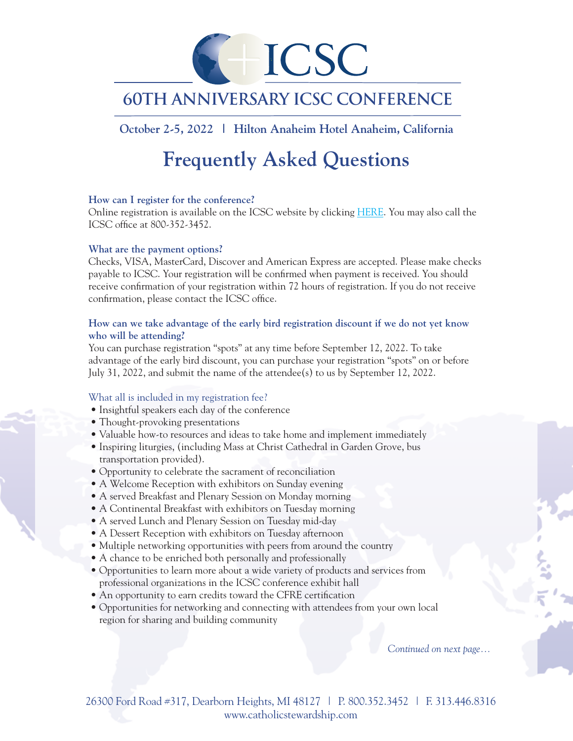# ICSC

## 60TH ANNIVERSARY ICSC CONFERENCE

**October 2-5, 2022 | Hilton Anaheim Hotel Anaheim, California**

# Frequently Asked Questions

**How can I register for the conference?**

Online registration is available on the ICSC website by clicking HERE. You may also call the ICSC office at 800-352-3452.

**What are the payment options?**

Checks, VISA, MasterCard, Discover and American Express are accepted. Please make checks payable to ICSC. Your registration will be confirmed when payment is received. You should receive confirmation of your registration within 72 hours of registration. If you do not receive confirmation, please contact the ICSC office.

**How can we take advantage of the early bird registration discount if we do not yet know who will be attending?**

You can purchase registration "spots" at any time before September 12, 2022. To take advantage of the early bird discount, you can purchase your registration "spots" on or before July 31, 2022, and submit the name of the attendee(s) to us by September 12, 2022.

What all is included in my registration fee?

- Insightful speakers each day of the conference
- Thought-provoking presentations
- Valuable how-to resources and ideas to take home and implement immediately
- Inspiring liturgies, (including Mass at Christ Cathedral in Garden Grove, bus transportation provided).
- Opportunity to celebrate the sacrament of reconciliation
- A Welcome Reception with exhibitors on Sunday evening
- A served Breakfast and Plenary Session on Monday morning
- A Continental Breakfast with exhibitors on Tuesday morning
- A served Lunch and Plenary Session on Tuesday mid-day
- A Dessert Reception with exhibitors on Tuesday afternoon
- Multiple networking opportunities with peers from around the country
- A chance to be enriched both personally and professionally
- Opportunities to learn more about a wide variety of products and services from professional organizations in the ICSC conference exhibit hall
- An opportunity to earn credits toward the CFRE certification
- Opportunities for networking and connecting with attendees from your own local region for sharing and building community

*Continued on next page…*

26300 Ford Road #317, Dearborn Heights, MI 48127 | P. 800.352.3452 | F. 313.446.8316
www.catholicstewardship.com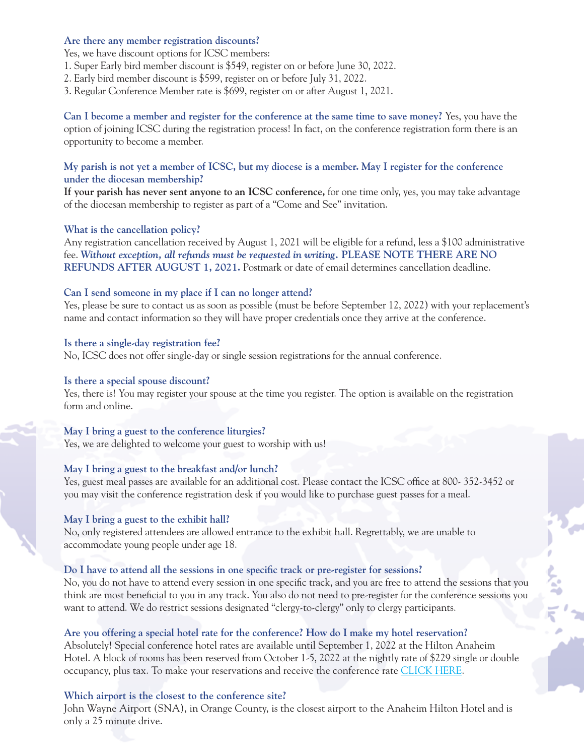**Are there any member registration discounts?**

Yes, we have discount options for ICSC members:

1. Super Early bird member discount is $549, register on or before June 30, 2022.
2. Early bird member discount is $599, register on or before July 31, 2022.
3. Regular Conference Member rate is $699, register on or after August 1, 2021.

**Can I become a member and register for the conference at the same time to save money?** Yes, you have the option of joining ICSC during the registration process! In fact, on the conference registration form there is an opportunity to become a member.

**My parish is not yet a member of ICSC, but my diocese is a member. May I register for the conference under the diocesan membership?**

**If your parish has never sent anyone to an ICSC conference,** for one time only, yes, you may take advantage of the diocesan membership to register as part of a "Come and See" invitation.

**What is the cancellation policy?**

Any registration cancellation received by August 1, 2021 will be eligible for a refund, less a $100 administrative fee. ***Without exception, all refunds must be requested in writing.* PLEASE NOTE THERE ARE NO REFUNDS AFTER AUGUST 1, 2021.** Postmark or date of email determines cancellation deadline.

**Can I send someone in my place if I can no longer attend?**

Yes, please be sure to contact us as soon as possible (must be before September 12, 2022) with your replacement's name and contact information so they will have proper credentials once they arrive at the conference.

**Is there a single-day registration fee?**

No, ICSC does not offer single-day or single session registrations for the annual conference.

**Is there a special spouse discount?**

Yes, there is! You may register your spouse at the time you register. The option is available on the registration form and online.

**May I bring a guest to the conference liturgies?**

Yes, we are delighted to welcome your guest to worship with us!

**May I bring a guest to the breakfast and/or lunch?**

Yes, guest meal passes are available for an additional cost. Please contact the ICSC office at 800- 352-3452 or you may visit the conference registration desk if you would like to purchase guest passes for a meal.

**May I bring a guest to the exhibit hall?**

No, only registered attendees are allowed entrance to the exhibit hall. Regrettably, we are unable to accommodate young people under age 18.

**Do I have to attend all the sessions in one specific track or pre-register for sessions?**

No, you do not have to attend every session in one specific track, and you are free to attend the sessions that you think are most beneficial to you in any track. You also do not need to pre-register for the conference sessions you want to attend. We do restrict sessions designated "clergy-to-clergy" only to clergy participants.

**Are you offering a special hotel rate for the conference? How do I make my hotel reservation?**

Absolutely! Special conference hotel rates are available until September 1, 2022 at the Hilton Anaheim Hotel. A block of rooms has been reserved from October 1-5, 2022 at the nightly rate of $229 single or double occupancy, plus tax. To make your reservations and receive the conference rate CLICK HERE.

**Which airport is the closest to the conference site?**

John Wayne Airport (SNA), in Orange County, is the closest airport to the Anaheim Hilton Hotel and is only a 25 minute drive.